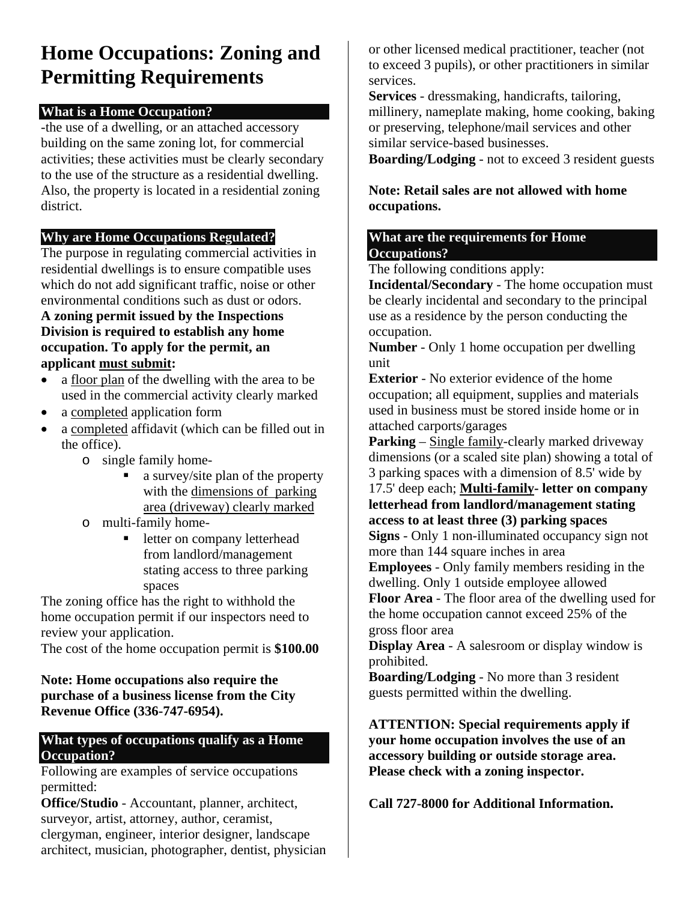# Home Occupations: Zoning and Permitting Requirements

## What is a Home Occupation?

-the use of a dwelling, or an attached accessory building on the same zoning lot, for commercial activities; these activities must be clearly secondary to the use of the structure as a residential dwelling. Also, the property is located in a residential zoning district.

## Why are Home Occupations Regulated?

The purpose in regulating commercial activities in residential dwellings is to ensure compatible uses which do not add significant traffic, noise or other environmental conditions such as dust or odors.

**A zoning permit issued by the Inspections Division is required to establish any home occupation. To apply for the permit, an applicant must submit:**

- a floor plan of the dwelling with the area to be used in the commercial activity clearly marked
- a completed application form
- a completed affidavit (which can be filled out in the office).
    - single family home-
        - a survey/site plan of the property with the dimensions of parking area (driveway) clearly marked
    - multi-family home-
        - letter on company letterhead from landlord/management stating access to three parking spaces

The zoning office has the right to withhold the home occupation permit if our inspectors need to review your application.

The cost of the home occupation permit is **$100.00**

**Note: Home occupations also require the purchase of a business license from the City Revenue Office (336-747-6954).**

## What types of occupations qualify as a Home Occupation?

Following are examples of service occupations permitted:

**Office/Studio** - Accountant, planner, architect, surveyor, artist, attorney, author, ceramist, clergyman, engineer, interior designer, landscape architect, musician, photographer, dentist, physician or other licensed medical practitioner, teacher (not to exceed 3 pupils), or other practitioners in similar services.

**Services** - dressmaking, handicrafts, tailoring, millinery, nameplate making, home cooking, baking or preserving, telephone/mail services and other similar service-based businesses.

**Boarding/Lodging** - not to exceed 3 resident guests

**Note: Retail sales are not allowed with home occupations.**

## What are the requirements for Home Occupations?

The following conditions apply:

**Incidental/Secondary** - The home occupation must be clearly incidental and secondary to the principal use as a residence by the person conducting the occupation.

**Number** - Only 1 home occupation per dwelling unit

**Exterior** - No exterior evidence of the home occupation; all equipment, supplies and materials used in business must be stored inside home or in attached carports/garages

**Parking** – Single family-clearly marked driveway dimensions (or a scaled site plan) showing a total of 3 parking spaces with a dimension of 8.5' wide by 17.5' deep each; **Multi-family- letter on company letterhead from landlord/management stating access to at least three (3) parking spaces**

**Signs** - Only 1 non-illuminated occupancy sign not more than 144 square inches in area

**Employees** - Only family members residing in the dwelling. Only 1 outside employee allowed

**Floor Area** - The floor area of the dwelling used for the home occupation cannot exceed 25% of the gross floor area

**Display Area** - A salesroom or display window is prohibited.

**Boarding/Lodging** - No more than 3 resident guests permitted within the dwelling.

**ATTENTION: Special requirements apply if your home occupation involves the use of an accessory building or outside storage area. Please check with a zoning inspector.**

**Call 727-8000 for Additional Information.**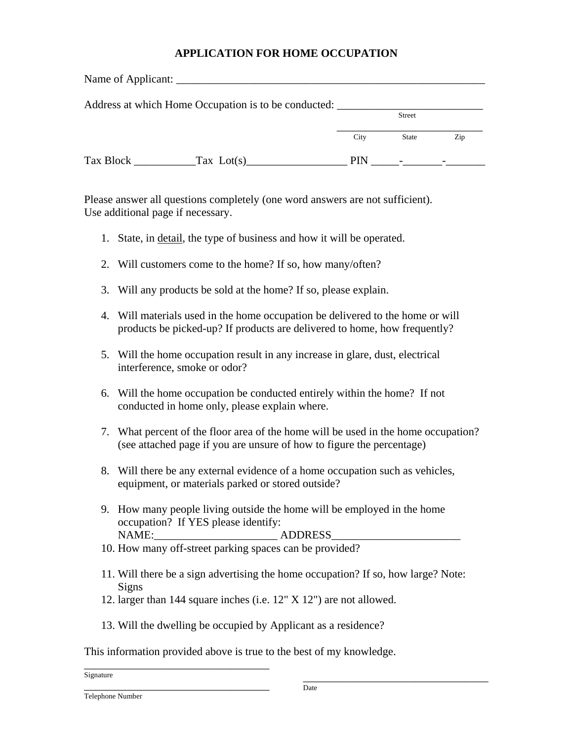# APPLICATION FOR HOME OCCUPATION

Name of Applicant: ___________________________________________________________

Address at which Home Occupation is to be conducted: ___________________________
Street

___________________________
City State Zip

Tax Block ___________Tax Lot(s)__________________ PIN _____-_______-_______

Please answer all questions completely (one word answers are not sufficient).
Use additional page if necessary.

1. State, in detail, the type of business and how it will be operated.

2. Will customers come to the home? If so, how many/often?

3. Will any products be sold at the home? If so, please explain.

4. Will materials used in the home occupation be delivered to the home or will products be picked-up? If products are delivered to home, how frequently?

5. Will the home occupation result in any increase in glare, dust, electrical interference, smoke or odor?

6. Will the home occupation be conducted entirely within the home? If not conducted in home only, please explain where.

7. What percent of the floor area of the home will be used in the home occupation? (see attached page if you are unsure of how to figure the percentage)

8. Will there be any external evidence of a home occupation such as vehicles, equipment, or materials parked or stored outside?

9. How many people living outside the home will be employed in the home occupation? If YES please identify:
   NAME:______________________ ADDRESS_______________________

10. How many off-street parking spaces can be provided?

11. Will there be a sign advertising the home occupation? If so, how large? Note: Signs

12. larger than 144 square inches (i.e. 12" X 12") are not allowed.

13. Will the dwelling be occupied by Applicant as a residence?

This information provided above is true to the best of my knowledge.

___________________________________
Signature

___________________________________
Date

___________________________________
Telephone Number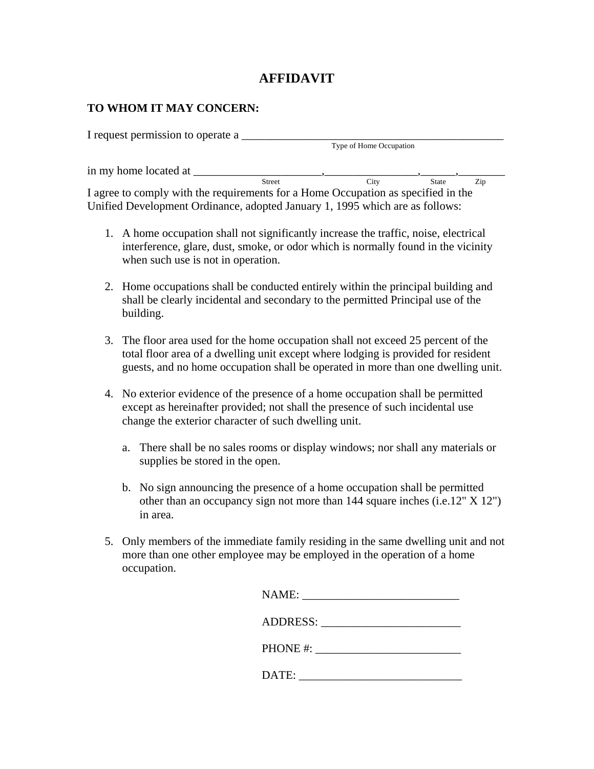# AFFIDAVIT

**TO WHOM IT MAY CONCERN:**

I request permission to operate a ______________________________________________
Type of Home Occupation

in my home located at ______________________,________________,______,________
Street City State Zip

I agree to comply with the requirements for a Home Occupation as specified in the Unified Development Ordinance, adopted January 1, 1995 which are as follows:

1. A home occupation shall not significantly increase the traffic, noise, electrical interference, glare, dust, smoke, or odor which is normally found in the vicinity when such use is not in operation.

2. Home occupations shall be conducted entirely within the principal building and shall be clearly incidental and secondary to the permitted Principal use of the building.

3. The floor area used for the home occupation shall not exceed 25 percent of the total floor area of a dwelling unit except where lodging is provided for resident guests, and no home occupation shall be operated in more than one dwelling unit.

4. No exterior evidence of the presence of a home occupation shall be permitted except as hereinafter provided; not shall the presence of such incidental use change the exterior character of such dwelling unit.

   a. There shall be no sales rooms or display windows; nor shall any materials or supplies be stored in the open.

   b. No sign announcing the presence of a home occupation shall be permitted other than an occupancy sign not more than 144 square inches (i.e.12" X 12") in area.

5. Only members of the immediate family residing in the same dwelling unit and not more than one other employee may be employed in the operation of a home occupation.

NAME: ___________________________

ADDRESS: ________________________

PHONE #: _________________________

DATE: ____________________________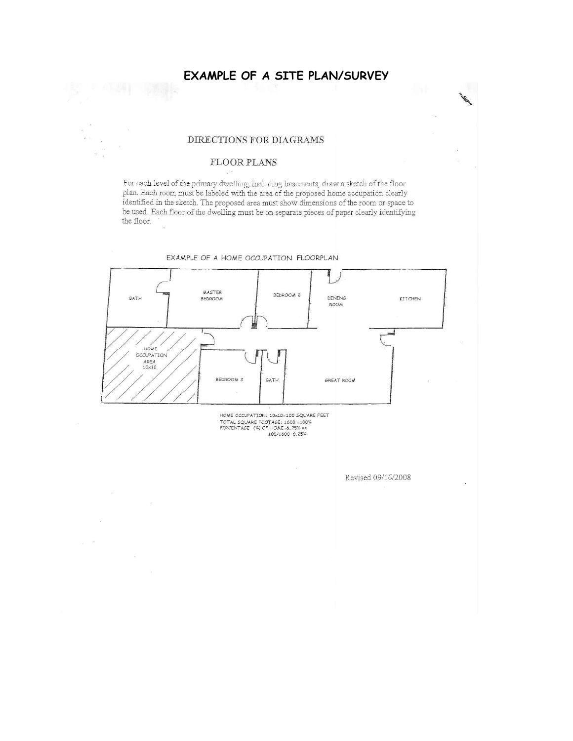# EXAMPLE OF A SITE PLAN/SURVEY

## DIRECTIONS FOR DIAGRAMS

### FLOOR PLANS

For each level of the primary dwelling, including basements, draw a sketch of the floor plan. Each room must be labeled with the area of the proposed home occupation clearly identified in the sketch. The proposed area must show dimensions of the room or space to be used. Each floor of the dwelling must be on separate pieces of paper clearly identifying the floor.

EXAMPLE OF A HOME OCCUPATION FLOORPLAN

BATH | MASTER BEDROOM | BEDROOM 2 | DINING ROOM | KITCHEN

HOME OCCUPATION AREA 10x10 | BEDROOM 3 | BATH | GREAT ROOM

HOME OCCUPATION: 10x10=100 SQUARE FEET
TOTAL SQUARE FOOTAGE: 1600 =100%
PERCENTAGE (%) OF HOME=6.25% =x
100/1600=6.25%

Revised 09/16/2008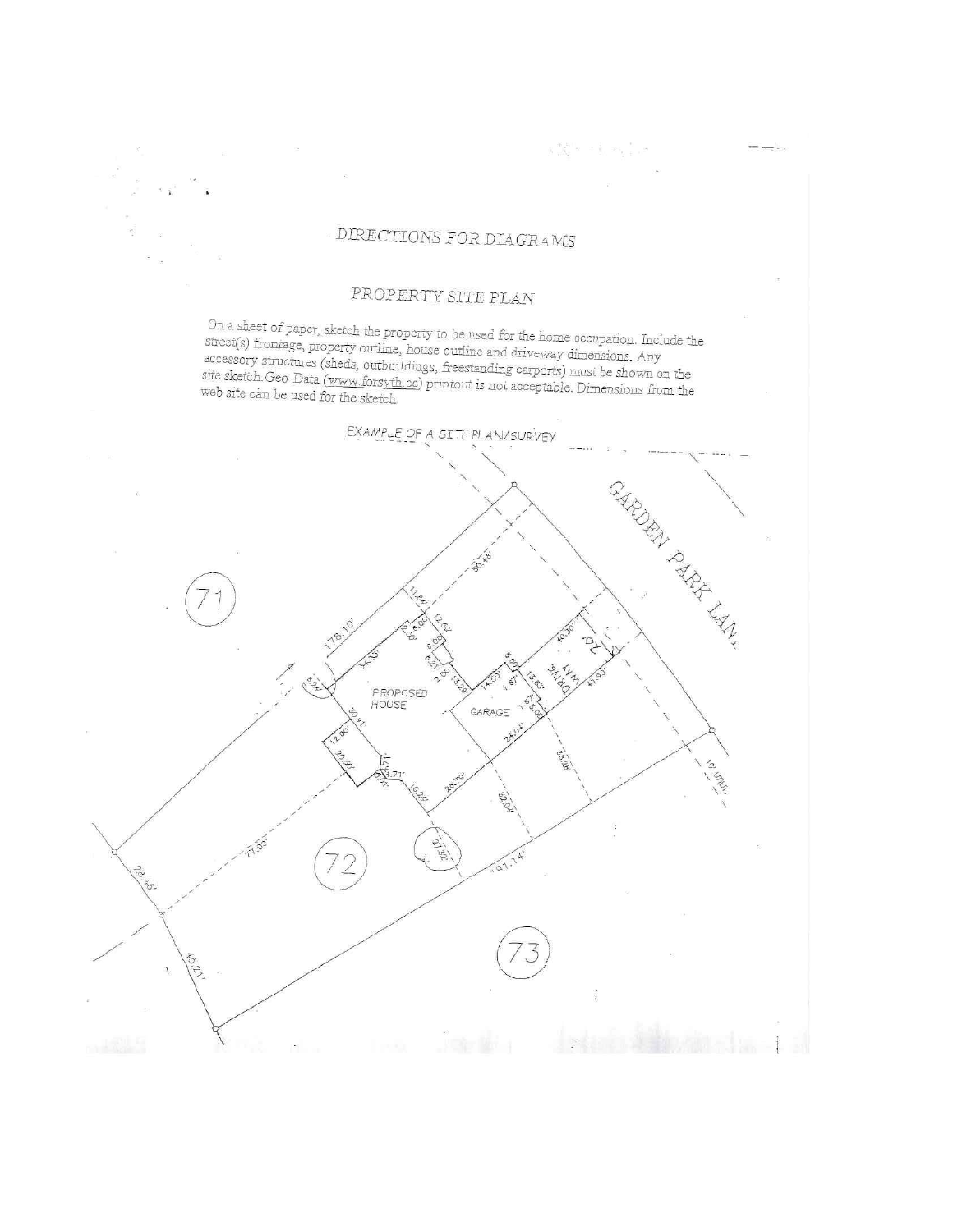# DIRECTIONS FOR DIAGRAMS

## PROPERTY SITE PLAN

On a sheet of paper, sketch the property to be used for the home occupation. Include the street(s) frontage, property outline, house outline and driveway dimensions. Any accessory structures (sheds, outbuildings, freestanding carports) must be shown on the site sketch. Geo-Data (www.forsyth.cc) printout is not acceptable. Dimensions from the web site can be used for the sketch.

EXAMPLE OF A SITE PLAN/SURVEY

GARDEN PARK LANE

71

72

73

PROPOSED HOUSE

GARAGE

DRIVE WAY

178.10'

50.48'

11.64'

12.60'

34.30'

8.24'

30.91'

12.00'

20.50'

13.28'

14.50'

5.00'

1.67'

13.83'

40.30'

20'

41.98'

24.04'

28.79'

13.24'

38.28'

32.04'

27.30'

77.88'

23.46'

45.21'

191.14'

10' UTIL.